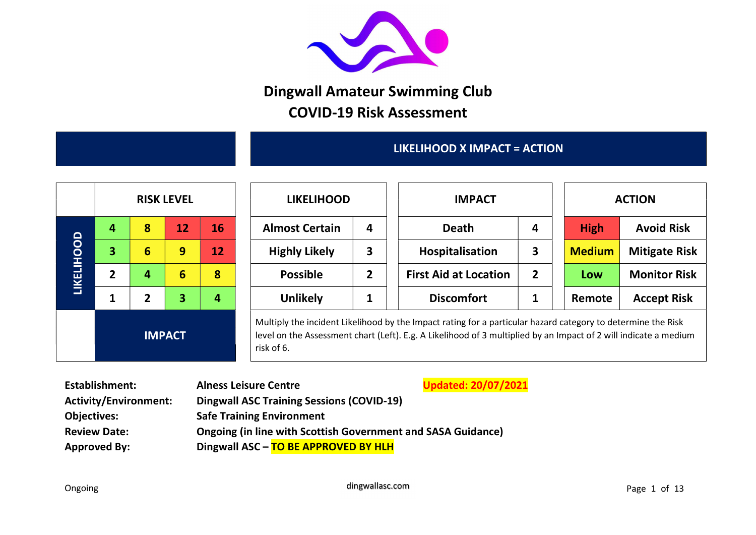# Dingwall Amateur Swimming Club
## COVID-19 Risk Assessment

**LIKELIHOOD X IMPACT = ACTION**

| | RISK LEVEL | | | |
|---|---|---|---|---|
| **LIKELIHOOD** | 4 | 8 | 12 | 16 |
| | 3 | 6 | 9 | 12 |
| | 2 | 4 | 6 | 8 |
| | 1 | 2 | 3 | 4 |
| | **IMPACT** | | | |

| LIKELIHOOD | |
|---|---|
| Almost Certain | 4 |
| Highly Likely | 3 |
| Possible | 2 |
| Unlikely | 1 |

| IMPACT | |
|---|---|
| Death | 4 |
| Hospitalisation | 3 |
| First Aid at Location | 2 |
| Discomfort | 1 |

| ACTION | |
|---|---|
| High | Avoid Risk |
| Medium | Mitigate Risk |
| Low | Monitor Risk |
| Remote | Accept Risk |

Multiply the incident Likelihood by the Impact rating for a particular hazard category to determine the Risk level on the Assessment chart (Left). E.g. A Likelihood of 3 multiplied by an Impact of 2 will indicate a medium risk of 6.

**Establishment:** **Alness Leisure Centre** **Updated: 20/07/2021**
**Activity/Environment:** **Dingwall ASC Training Sessions (COVID-19)**
**Objectives:** **Safe Training Environment**
**Review Date:** **Ongoing (in line with Scottish Government and SASA Guidance)**
**Approved By:** **Dingwall ASC – TO BE APPROVED BY HLH**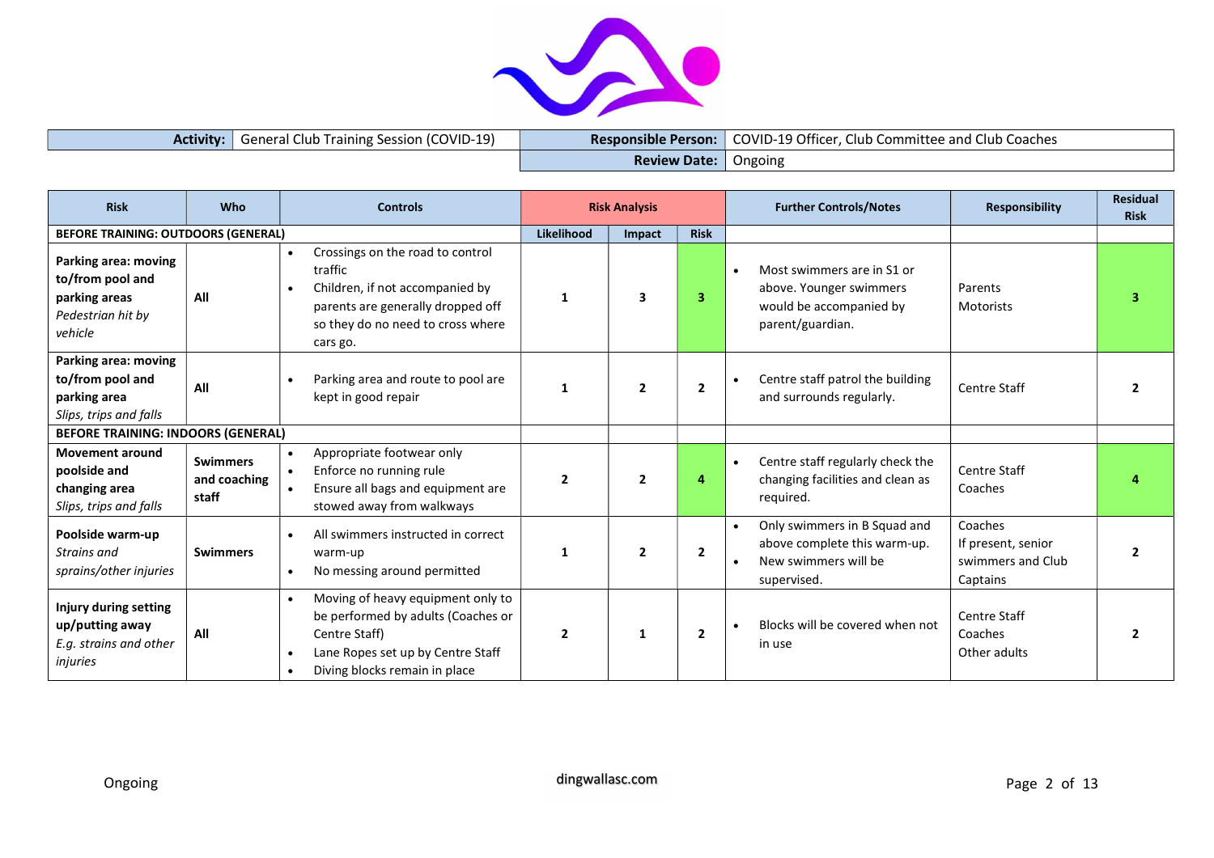| **Activity:** | General Club Training Session (COVID-19) | **Responsible Person:** | COVID-19 Officer, Club Committee and Club Coaches |
|---|---|---|---|
| | | **Review Date:** | Ongoing |

| Risk | Who | Controls | Risk Analysis | | | Further Controls/Notes | Responsibility | Residual Risk |
|---|---|---|---|---|---|---|---|---|
| **BEFORE TRAINING: OUTDOORS (GENERAL)** | | | Likelihood | Impact | Risk | | | |
| **Parking area: moving to/from pool and parking areas** *Pedestrian hit by vehicle* | **All** | • Crossings on the road to control traffic • Children, if not accompanied by parents are generally dropped off so they do no need to cross where cars go. | 1 | 3 | 3 | • Most swimmers are in S1 or above. Younger swimmers would be accompanied by parent/guardian. | Parents Motorists | 3 |
| **Parking area: moving to/from pool and parking area** *Slips, trips and falls* | **All** | • Parking area and route to pool are kept in good repair | 1 | 2 | 2 | • Centre staff patrol the building and surrounds regularly. | Centre Staff | 2 |
| **BEFORE TRAINING: INDOORS (GENERAL)** | | | | | | | | |
| **Movement around poolside and changing area** *Slips, trips and falls* | **Swimmers and coaching staff** | • Appropriate footwear only • Enforce no running rule • Ensure all bags and equipment are stowed away from walkways | 2 | 2 | 4 | • Centre staff regularly check the changing facilities and clean as required. | Centre Staff Coaches | 4 |
| **Poolside warm-up** *Strains and sprains/other injuries* | **Swimmers** | • All swimmers instructed in correct warm-up • No messing around permitted | 1 | 2 | 2 | • Only swimmers in B Squad and above complete this warm-up. • New swimmers will be supervised. | Coaches If present, senior swimmers and Club Captains | 2 |
| **Injury during setting up/putting away** *E.g. strains and other injuries* | **All** | • Moving of heavy equipment only to be performed by adults (Coaches or Centre Staff) • Lane Ropes set up by Centre Staff • Diving blocks remain in place | 2 | 1 | 2 | • Blocks will be covered when not in use | Centre Staff Coaches Other adults | 2 |

Ongoing

dingwallasc.com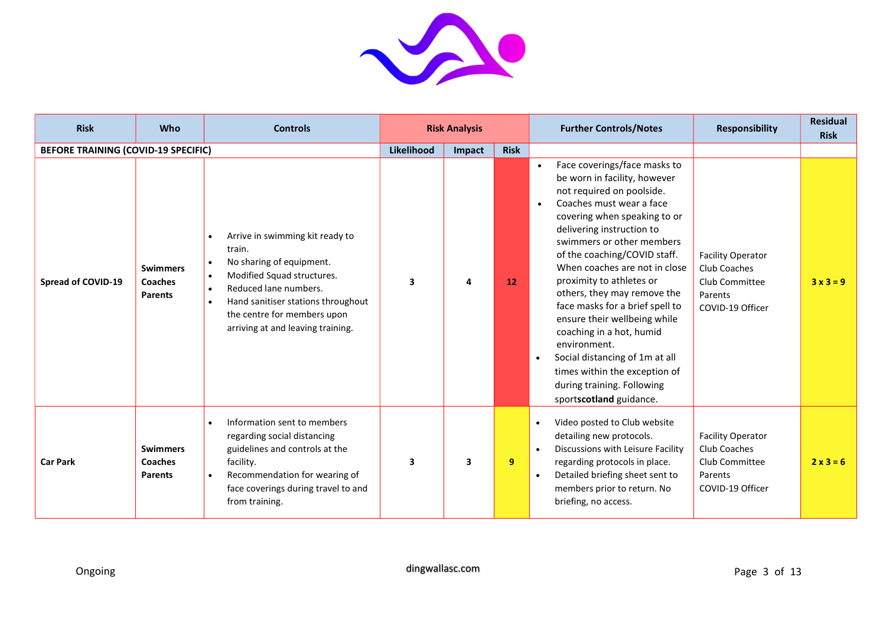| Risk | Who | Controls | Risk Analysis | | | Further Controls/Notes | Responsibility | Residual Risk |
|---|---|---|---|---|---|---|---|---|
| **BEFORE TRAINING (COVID-19 SPECIFIC)** | | | **Likelihood** | **Impact** | **Risk** | | | |
| **Spread of COVID-19** | **Swimmers**<br>**Coaches**<br>**Parents** | • Arrive in swimming kit ready to train.<br>• No sharing of equipment.<br>• Modified Squad structures.<br>• Reduced lane numbers.<br>• Hand sanitiser stations throughout the centre for members upon arriving at and leaving training. | 3 | 4 | **12** | • Face coverings/face masks to be worn in facility, however not required on poolside.<br>• Coaches must wear a face covering when speaking to or delivering instruction to swimmers or other members of the coaching/COVID staff. When coaches are not in close proximity to athletes or others, they may remove the face masks for a brief spell to ensure their wellbeing while coaching in a hot, humid environment.<br>• Social distancing of 1m at all times within the exception of during training. Following sports**scotland** guidance. | Facility Operator<br>Club Coaches<br>Club Committee<br>Parents<br>COVID-19 Officer | **3 x 3 = 9** |
| **Car Park** | **Swimmers**<br>**Coaches**<br>**Parents** | • Information sent to members regarding social distancing guidelines and controls at the facility.<br>• Recommendation for wearing of face coverings during travel to and from training. | 3 | 3 | **9** | • Video posted to Club website detailing new protocols.<br>• Discussions with Leisure Facility regarding protocols in place.<br>• Detailed briefing sheet sent to members prior to return. No briefing, no access. | Facility Operator<br>Club Coaches<br>Club Committee<br>Parents<br>COVID-19 Officer | **2 x 3 = 6** |

Ongoing

dingwallasc.com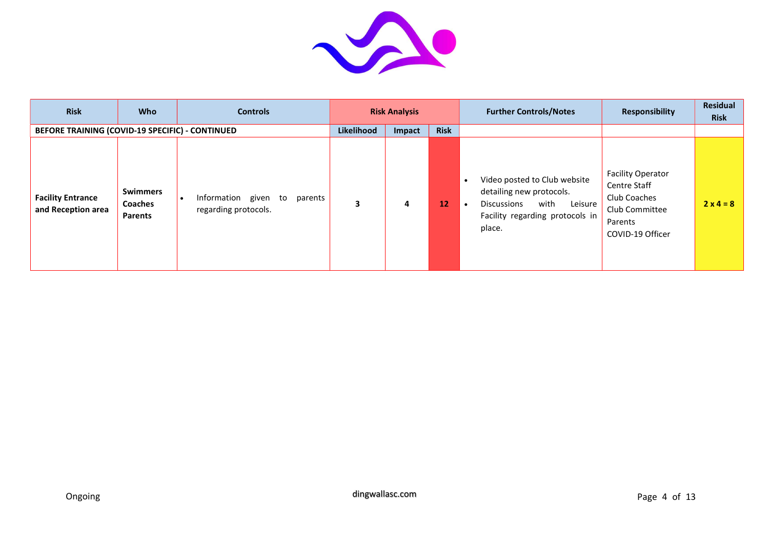| Risk | Who | Controls | Risk Analysis | | | Further Controls/Notes | Responsibility | Residual Risk |
|---|---|---|---|---|---|---|---|---|
| **BEFORE TRAINING (COVID-19 SPECIFIC) - CONTINUED** | | | **Likelihood** | **Impact** | **Risk** | | | |
| **Facility Entrance and Reception area** | **Swimmers**<br>**Coaches**<br>**Parents** | • Information given to parents regarding protocols. | **3** | **4** | **12** | • Video posted to Club website detailing new protocols.<br>• Discussions with Leisure Facility regarding protocols in place. | Facility Operator<br>Centre Staff<br>Club Coaches<br>Club Committee<br>Parents<br>COVID-19 Officer | **2 x 4 = 8** |

Ongoing

dingwallasc.com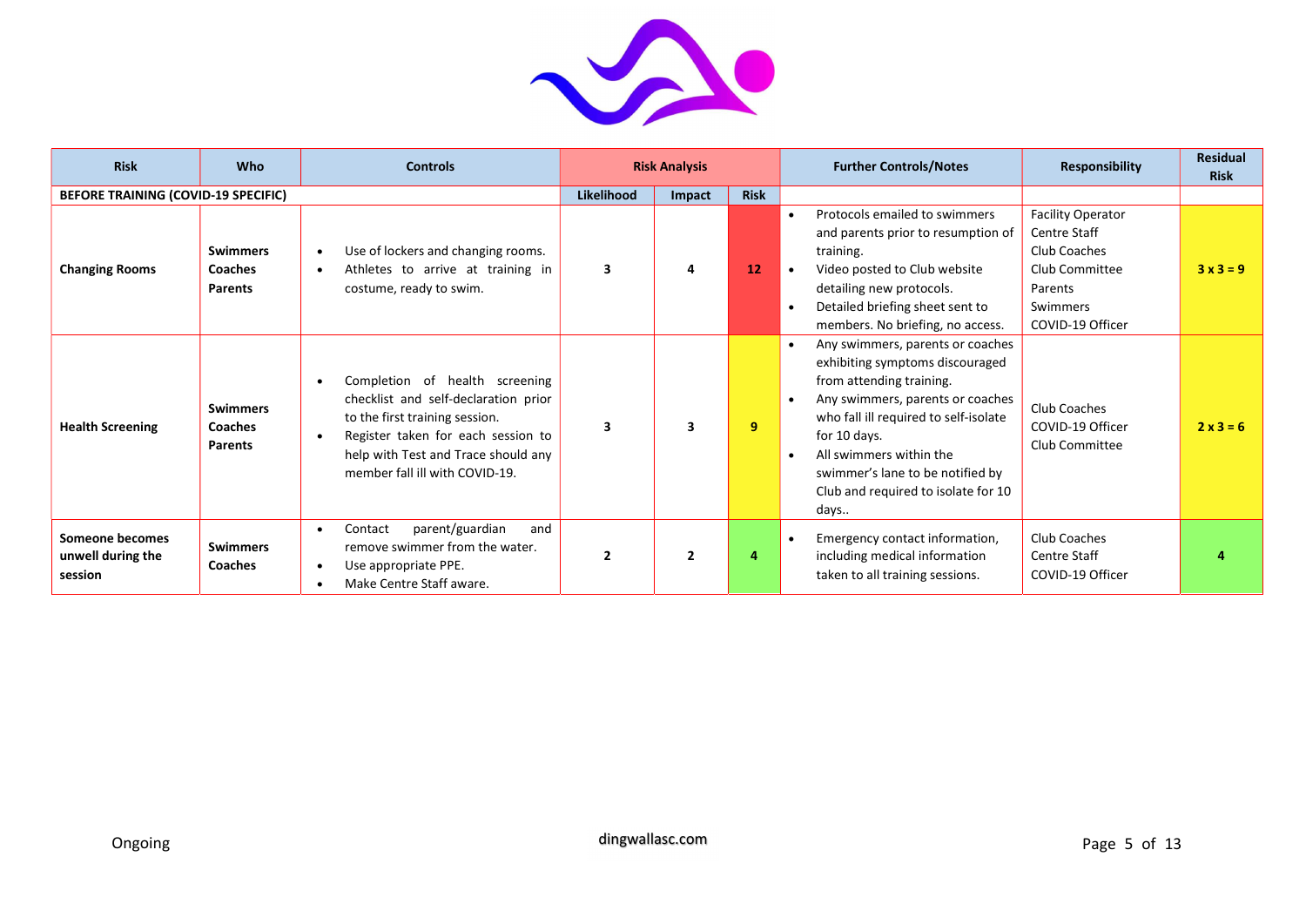| Risk | Who | Controls | Risk Analysis | | | Further Controls/Notes | Responsibility | Residual Risk |
|---|---|---|---|---|---|---|---|---|
| **BEFORE TRAINING (COVID-19 SPECIFIC)** | | | Likelihood | Impact | Risk | | | |
| **Changing Rooms** | **Swimmers**<br>**Coaches**<br>**Parents** | • Use of lockers and changing rooms.<br>• Athletes to arrive at training in costume, ready to swim. | 3 | 4 | 12 | • Protocols emailed to swimmers and parents prior to resumption of training.<br>• Video posted to Club website detailing new protocols.<br>• Detailed briefing sheet sent to members. No briefing, no access. | Facility Operator<br>Centre Staff<br>Club Coaches<br>Club Committee<br>Parents<br>Swimmers<br>COVID-19 Officer | 3 x 3 = 9 |
| **Health Screening** | **Swimmers**<br>**Coaches**<br>**Parents** | • Completion of health screening checklist and self-declaration prior to the first training session.<br>• Register taken for each session to help with Test and Trace should any member fall ill with COVID-19. | 3 | 3 | 9 | • Any swimmers, parents or coaches exhibiting symptoms discouraged from attending training.<br>• Any swimmers, parents or coaches who fall ill required to self-isolate for 10 days.<br>• All swimmers within the swimmer's lane to be notified by Club and required to isolate for 10 days.. | Club Coaches<br>COVID-19 Officer<br>Club Committee | 2 x 3 = 6 |
| **Someone becomes unwell during the session** | **Swimmers**<br>**Coaches** | • Contact parent/guardian and remove swimmer from the water.<br>• Use appropriate PPE.<br>• Make Centre Staff aware. | 2 | 2 | 4 | • Emergency contact information, including medical information taken to all training sessions. | Club Coaches<br>Centre Staff<br>COVID-19 Officer | 4 |

Ongoing

dingwallasc.com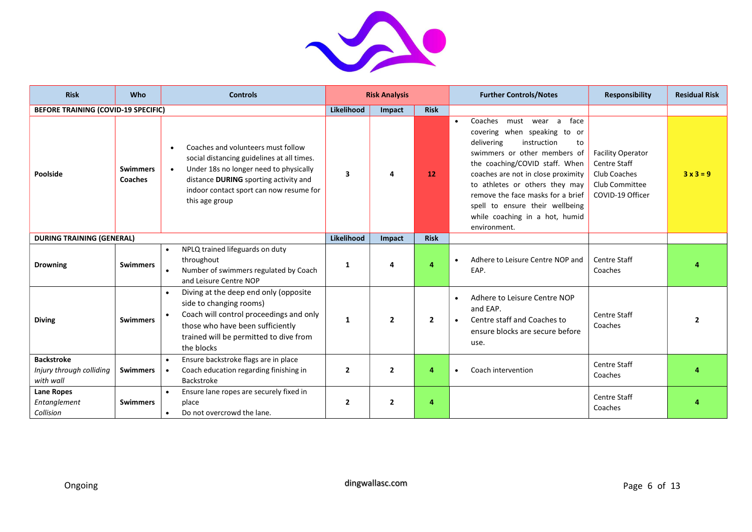| Risk | Who | Controls | Risk Analysis | | | Further Controls/Notes | Responsibility | Residual Risk |
|---|---|---|---|---|---|---|---|---|
| **BEFORE TRAINING (COVID-19 SPECIFIC)** | | | **Likelihood** | **Impact** | **Risk** | | | |
| **Poolside** | **Swimmers Coaches** | • Coaches and volunteers must follow social distancing guidelines at all times. • Under 18s no longer need to physically distance **DURING** sporting activity and indoor contact sport can now resume for this age group | **3** | **4** | **12** | • Coaches must wear a face covering when speaking to or delivering instruction to swimmers or other members of the coaching/COVID staff. When coaches are not in close proximity to athletes or others they may remove the face masks for a brief spell to ensure their wellbeing while coaching in a hot, humid environment. | Facility Operator Centre Staff Club Coaches Club Committee COVID-19 Officer | **3 x 3 = 9** |
| **DURING TRAINING (GENERAL)** | | | **Likelihood** | **Impact** | **Risk** | | | |
| **Drowning** | **Swimmers** | • NPLQ trained lifeguards on duty throughout • Number of swimmers regulated by Coach and Leisure Centre NOP | **1** | **4** | **4** | • Adhere to Leisure Centre NOP and EAP. | Centre Staff Coaches | **4** |
| **Diving** | **Swimmers** | • Diving at the deep end only (opposite side to changing rooms) • Coach will control proceedings and only those who have been sufficiently trained will be permitted to dive from the blocks | **1** | **2** | **2** | • Adhere to Leisure Centre NOP and EAP. • Centre staff and Coaches to ensure blocks are secure before use. | Centre Staff Coaches | **2** |
| **Backstroke** *Injury through colliding with wall* | **Swimmers** | • Ensure backstroke flags are in place • Coach education regarding finishing in Backstroke | **2** | **2** | **4** | • Coach intervention | Centre Staff Coaches | **4** |
| **Lane Ropes** *Entanglement Collision* | **Swimmers** | • Ensure lane ropes are securely fixed in place • Do not overcrowd the lane. | **2** | **2** | **4** | | Centre Staff Coaches | **4** |

Ongoing

dingwallasc.com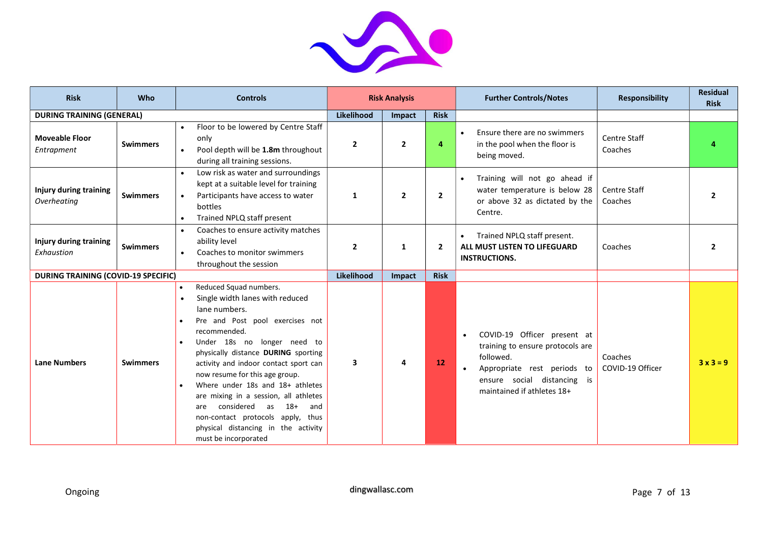| Risk | Who | Controls | Risk Analysis | | | Further Controls/Notes | Responsibility | Residual Risk |
|---|---|---|---|---|---|---|---|---|
| **DURING TRAINING (GENERAL)** | | | **Likelihood** | **Impact** | **Risk** | | | |
| **Moveable Floor** *Entrapment* | **Swimmers** | • Floor to be lowered by Centre Staff only<br>• Pool depth will be **1.8m** throughout during all training sessions. | **2** | **2** | **4** | • Ensure there are no swimmers in the pool when the floor is being moved. | Centre Staff<br>Coaches | **4** |
| **Injury during training** *Overheating* | **Swimmers** | • Low risk as water and surroundings kept at a suitable level for training<br>• Participants have access to water bottles<br>• Trained NPLQ staff present | **1** | **2** | **2** | • Training will not go ahead if water temperature is below 28 or above 32 as dictated by the Centre. | Centre Staff<br>Coaches | **2** |
| **Injury during training** *Exhaustion* | **Swimmers** | • Coaches to ensure activity matches ability level<br>• Coaches to monitor swimmers throughout the session | **2** | **1** | **2** | • Trained NPLQ staff present.<br>**ALL MUST LISTEN TO LIFEGUARD INSTRUCTIONS.** | Coaches | **2** |
| **DURING TRAINING (COVID-19 SPECIFIC)** | | | **Likelihood** | **Impact** | **Risk** | | | |
| **Lane Numbers** | **Swimmers** | • Reduced Squad numbers.<br>• Single width lanes with reduced lane numbers.<br>• Pre and Post pool exercises not recommended.<br>• Under 18s no longer need to physically distance **DURING** sporting activity and indoor contact sport can now resume for this age group.<br>• Where under 18s and 18+ athletes are mixing in a session, all athletes are considered as 18+ and non-contact protocols apply, thus physical distancing in the activity must be incorporated | **3** | **4** | **12** | • COVID-19 Officer present at training to ensure protocols are followed.<br>• Appropriate rest periods to ensure social distancing is maintained if athletes 18+ | Coaches<br>COVID-19 Officer | **3 x 3 = 9** |

Ongoing

dingwallasc.com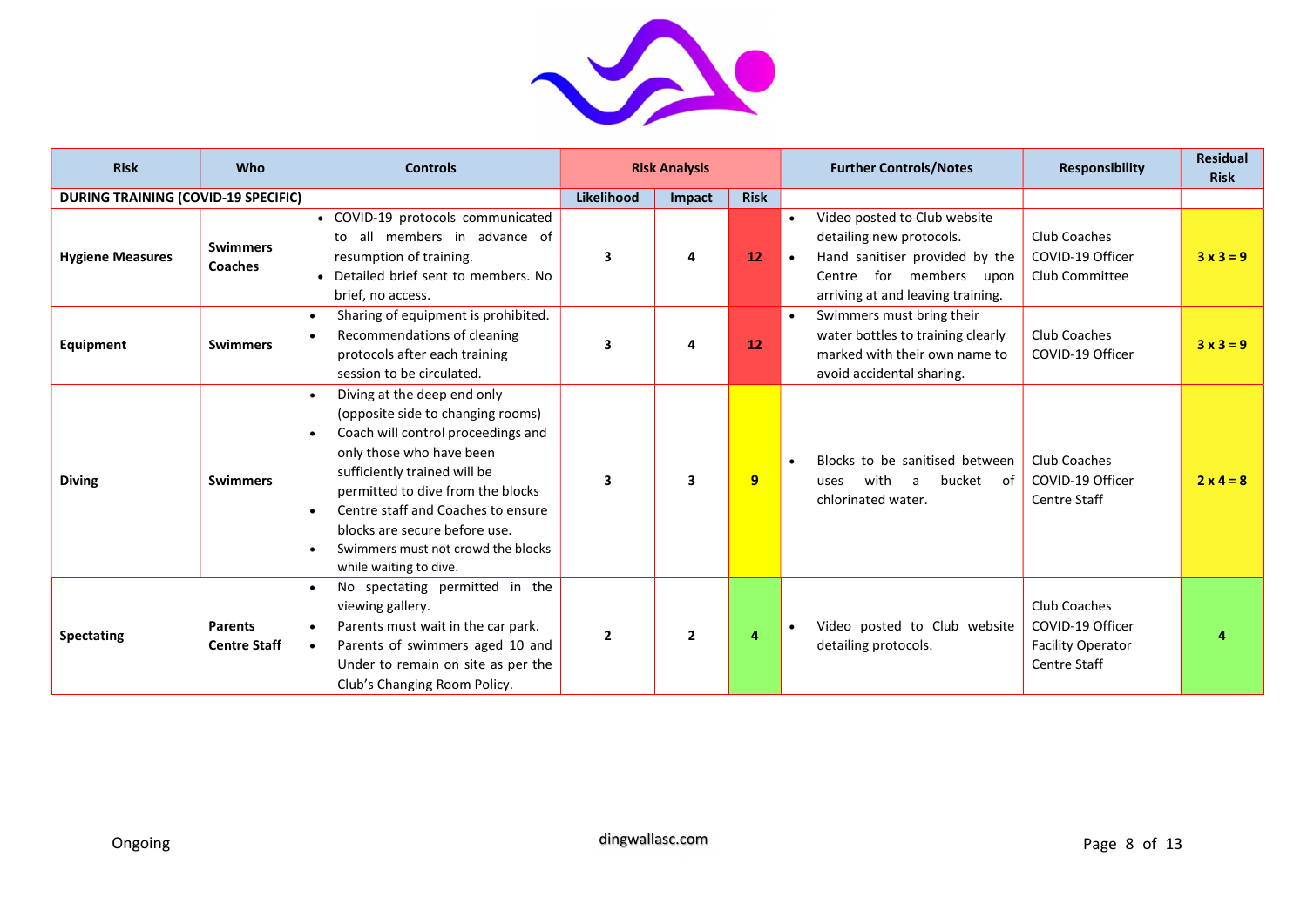| Risk | Who | Controls | Risk Analysis | | | Further Controls/Notes | Responsibility | Residual Risk |
|---|---|---|---|---|---|---|---|---|
| **DURING TRAINING (COVID-19 SPECIFIC)** | | | **Likelihood** | **Impact** | **Risk** | | | |
| **Hygiene Measures** | **Swimmers Coaches** | • COVID-19 protocols communicated to all members in advance of resumption of training.<br>• Detailed brief sent to members. No brief, no access. | **3** | **4** | **12** | • Video posted to Club website detailing new protocols.<br>• Hand sanitiser provided by the Centre for members upon arriving at and leaving training. | Club Coaches<br>COVID-19 Officer<br>Club Committee | **3 x 3 = 9** |
| **Equipment** | **Swimmers** | • Sharing of equipment is prohibited.<br>• Recommendations of cleaning protocols after each training session to be circulated. | **3** | **4** | **12** | • Swimmers must bring their water bottles to training clearly marked with their own name to avoid accidental sharing. | Club Coaches<br>COVID-19 Officer | **3 x 3 = 9** |
| **Diving** | **Swimmers** | • Diving at the deep end only (opposite side to changing rooms)<br>• Coach will control proceedings and only those who have been sufficiently trained will be permitted to dive from the blocks<br>• Centre staff and Coaches to ensure blocks are secure before use.<br>• Swimmers must not crowd the blocks while waiting to dive. | **3** | **3** | **9** | • Blocks to be sanitised between uses with a bucket of chlorinated water. | Club Coaches<br>COVID-19 Officer<br>Centre Staff | **2 x 4 = 8** |
| **Spectating** | **Parents Centre Staff** | • No spectating permitted in the viewing gallery.<br>• Parents must wait in the car park.<br>• Parents of swimmers aged 10 and Under to remain on site as per the Club's Changing Room Policy. | **2** | **2** | **4** | • Video posted to Club website detailing protocols. | Club Coaches<br>COVID-19 Officer<br>Facility Operator<br>Centre Staff | **4** |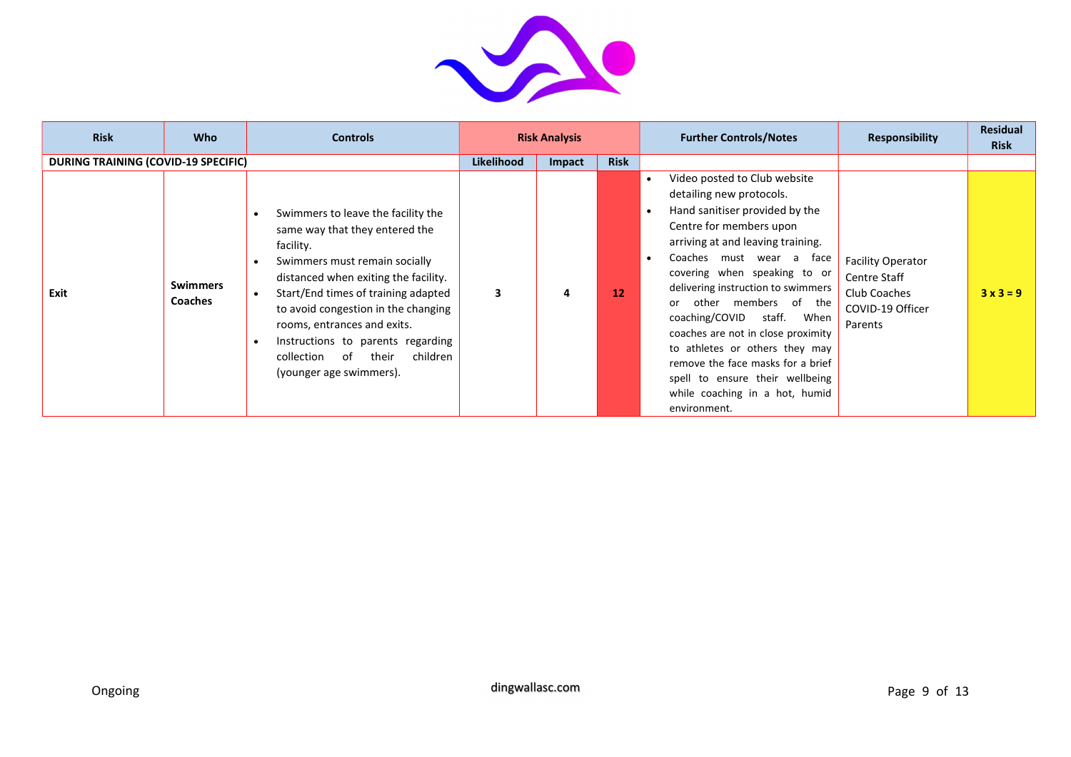| Risk | Who | Controls | Risk Analysis | | | Further Controls/Notes | Responsibility | Residual Risk |
|---|---|---|---|---|---|---|---|---|
| **DURING TRAINING (COVID-19 SPECIFIC)** | | | **Likelihood** | **Impact** | **Risk** | | | |
| **Exit** | **Swimmers**<br>**Coaches** | • Swimmers to leave the facility the same way that they entered the facility.<br>• Swimmers must remain socially distanced when exiting the facility.<br>• Start/End times of training adapted to avoid congestion in the changing rooms, entrances and exits.<br>• Instructions to parents regarding collection of their children (younger age swimmers). | **3** | **4** | **12** | • Video posted to Club website detailing new protocols.<br>• Hand sanitiser provided by the Centre for members upon arriving at and leaving training.<br>• Coaches must wear a face covering when speaking to or delivering instruction to swimmers or other members of the coaching/COVID staff. When coaches are not in close proximity to athletes or others they may remove the face masks for a brief spell to ensure their wellbeing while coaching in a hot, humid environment. | Facility Operator<br>Centre Staff<br>Club Coaches<br>COVID-19 Officer<br>Parents | **3 x 3 = 9** |

Ongoing

dingwallasc.com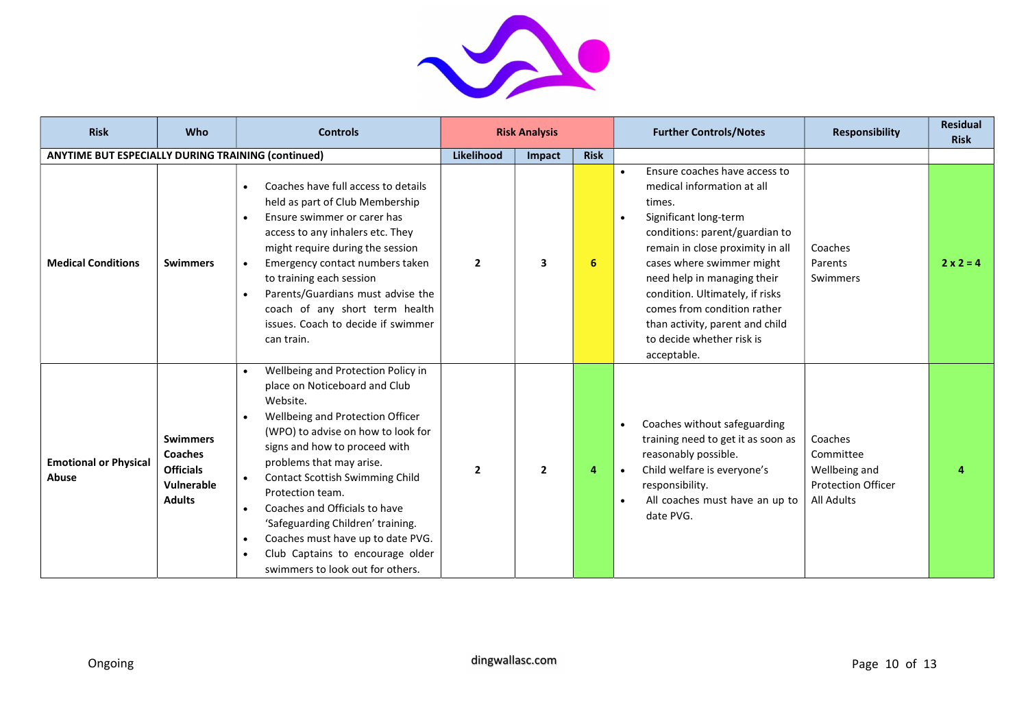| Risk | Who | Controls | Risk Analysis | | | Further Controls/Notes | Responsibility | Residual Risk |
|---|---|---|---|---|---|---|---|---|
| **ANYTIME BUT ESPECIALLY DURING TRAINING (continued)** | | | **Likelihood** | **Impact** | **Risk** | | | |
| **Medical Conditions** | **Swimmers** | • Coaches have full access to details held as part of Club Membership<br>• Ensure swimmer or carer has access to any inhalers etc. They might require during the session<br>• Emergency contact numbers taken to training each session<br>• Parents/Guardians must advise the coach of any short term health issues. Coach to decide if swimmer can train. | **2** | **3** | **6** | • Ensure coaches have access to medical information at all times.<br>• Significant long-term conditions: parent/guardian to remain in close proximity in all cases where swimmer might need help in managing their condition. Ultimately, if risks comes from condition rather than activity, parent and child to decide whether risk is acceptable. | Coaches<br>Parents<br>Swimmers | **2 x 2 = 4** |
| **Emotional or Physical Abuse** | **Swimmers<br>Coaches<br>Officials<br>Vulnerable Adults** | • Wellbeing and Protection Policy in place on Noticeboard and Club Website.<br>• Wellbeing and Protection Officer (WPO) to advise on how to look for signs and how to proceed with problems that may arise.<br>• Contact Scottish Swimming Child Protection team.<br>• Coaches and Officials to have 'Safeguarding Children' training.<br>• Coaches must have up to date PVG.<br>• Club Captains to encourage older swimmers to look out for others. | **2** | **2** | **4** | • Coaches without safeguarding training need to get it as soon as reasonably possible.<br>• Child welfare is everyone's responsibility.<br>• All coaches must have an up to date PVG. | Coaches<br>Committee<br>Wellbeing and Protection Officer<br>All Adults | **4** |

Ongoing

dingwallasc.com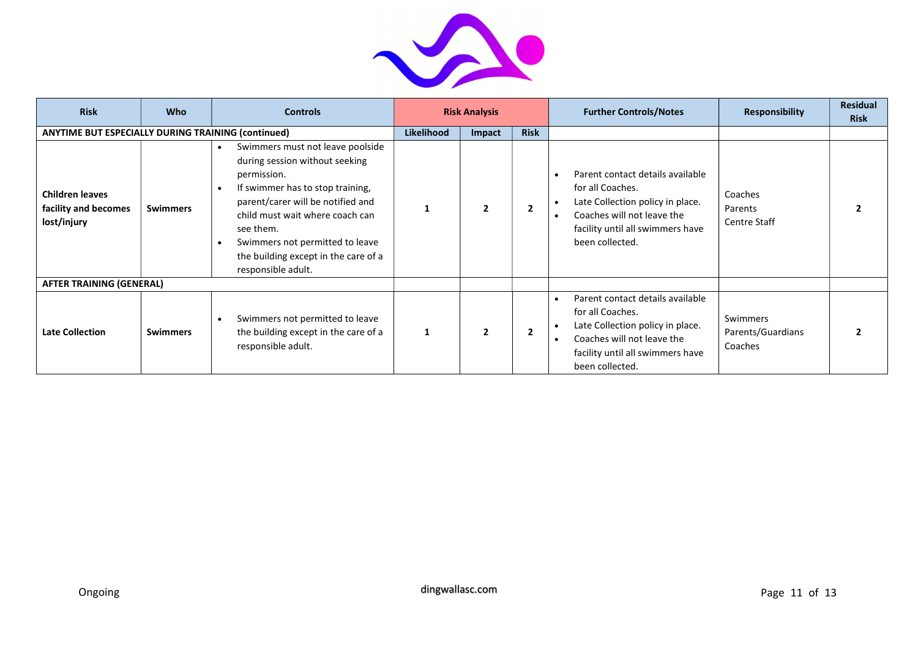| Risk | Who | Controls | Risk Analysis | | | Further Controls/Notes | Responsibility | Residual Risk |
|---|---|---|---|---|---|---|---|---|
| **ANYTIME BUT ESPECIALLY DURING TRAINING (continued)** | | | **Likelihood** | **Impact** | **Risk** | | | |
| **Children leaves facility and becomes lost/injury** | **Swimmers** | • Swimmers must not leave poolside during session without seeking permission.<br>• If swimmer has to stop training, parent/carer will be notified and child must wait where coach can see them.<br>• Swimmers not permitted to leave the building except in the care of a responsible adult. | **1** | **2** | **2** | • Parent contact details available for all Coaches.<br>• Late Collection policy in place.<br>• Coaches will not leave the facility until all swimmers have been collected. | Coaches<br>Parents<br>Centre Staff | **2** |
| **AFTER TRAINING (GENERAL)** | | | | | | | | |
| **Late Collection** | **Swimmers** | • Swimmers not permitted to leave the building except in the care of a responsible adult. | **1** | **2** | **2** | • Parent contact details available for all Coaches.<br>• Late Collection policy in place.<br>• Coaches will not leave the facility until all swimmers have been collected. | Swimmers<br>Parents/Guardians<br>Coaches | **2** |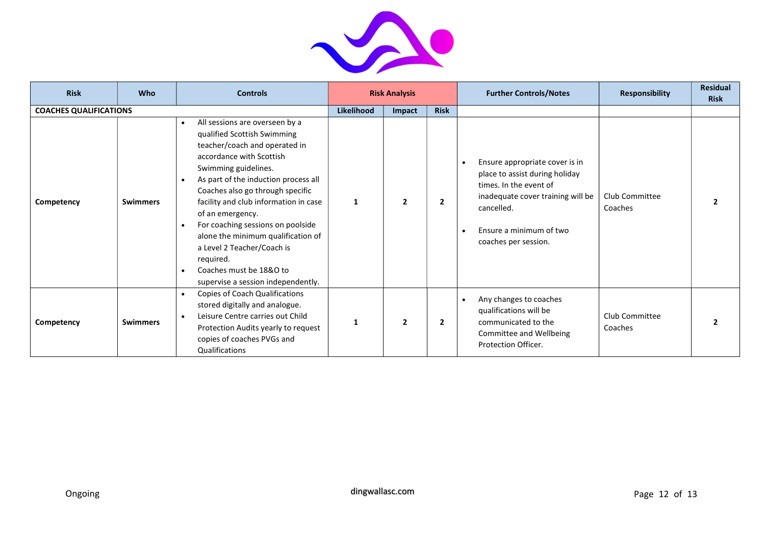| Risk | Who | Controls | Risk Analysis | | | Further Controls/Notes | Responsibility | Residual Risk |
|---|---|---|---|---|---|---|---|---|
| **COACHES QUALIFICATIONS** | | | **Likelihood** | **Impact** | **Risk** | | | |
| **Competency** | **Swimmers** | • All sessions are overseen by a qualified Scottish Swimming teacher/coach and operated in accordance with Scottish Swimming guidelines.<br>• As part of the induction process all Coaches also go through specific facility and club information in case of an emergency.<br>• For coaching sessions on poolside alone the minimum qualification of a Level 2 Teacher/Coach is required.<br>• Coaches must be 18&O to supervise a session independently. | **1** | **2** | **2** | • Ensure appropriate cover is in place to assist during holiday times. In the event of inadequate cover training will be cancelled.<br>• Ensure a minimum of two coaches per session. | Club Committee<br>Coaches | **2** |
| **Competency** | **Swimmers** | • Copies of Coach Qualifications stored digitally and analogue.<br>• Leisure Centre carries out Child Protection Audits yearly to request copies of coaches PVGs and Qualifications | **1** | **2** | **2** | • Any changes to coaches qualifications will be communicated to the Committee and Wellbeing Protection Officer. | Club Committee<br>Coaches | **2** |

Ongoing

dingwallasc.com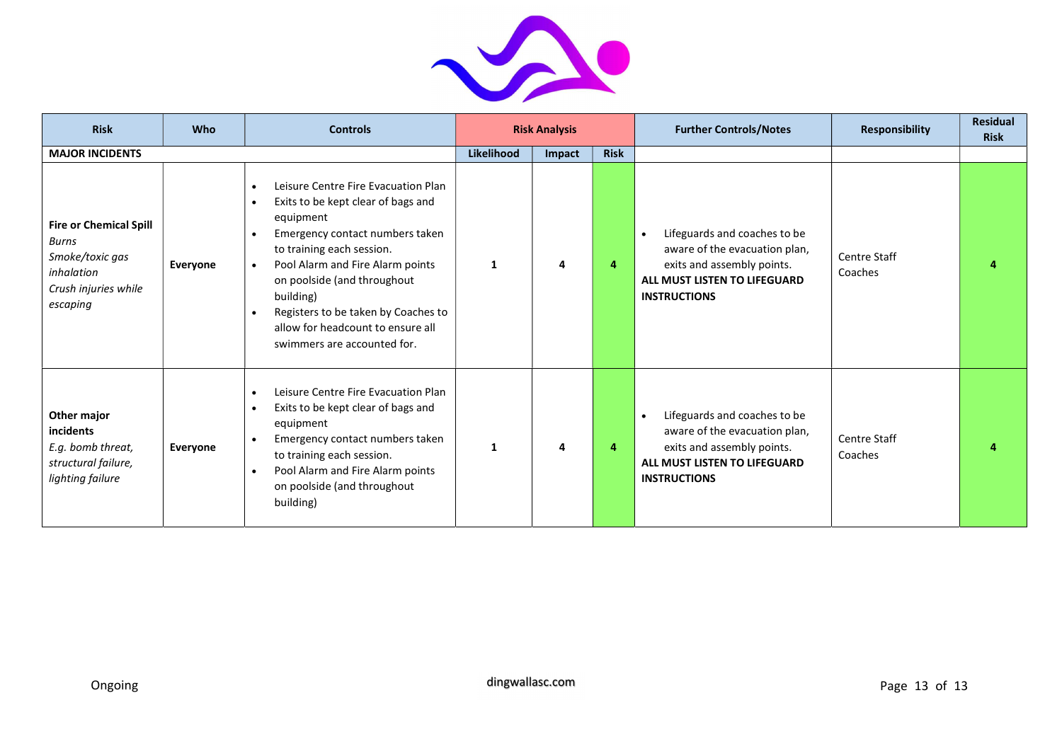| Risk | Who | Controls | Risk Analysis | | | Further Controls/Notes | Responsibility | Residual Risk |
|---|---|---|---|---|---|---|---|---|
| **MAJOR INCIDENTS** | | | Likelihood | Impact | Risk | | | |
| **Fire or Chemical Spill**<br>*Burns*<br>*Smoke/toxic gas inhalation*<br>*Crush injuries while escaping* | **Everyone** | • Leisure Centre Fire Evacuation Plan<br>• Exits to be kept clear of bags and equipment<br>• Emergency contact numbers taken to training each session.<br>• Pool Alarm and Fire Alarm points on poolside (and throughout building)<br>• Registers to be taken by Coaches to allow for headcount to ensure all swimmers are accounted for. | 1 | 4 | 4 | • Lifeguards and coaches to be aware of the evacuation plan, exits and assembly points.<br>**ALL MUST LISTEN TO LIFEGUARD INSTRUCTIONS** | Centre Staff<br>Coaches | 4 |
| **Other major incidents**<br>*E.g. bomb threat, structural failure, lighting failure* | **Everyone** | • Leisure Centre Fire Evacuation Plan<br>• Exits to be kept clear of bags and equipment<br>• Emergency contact numbers taken to training each session.<br>• Pool Alarm and Fire Alarm points on poolside (and throughout building) | 1 | 4 | 4 | • Lifeguards and coaches to be aware of the evacuation plan, exits and assembly points.<br>**ALL MUST LISTEN TO LIFEGUARD INSTRUCTIONS** | Centre Staff<br>Coaches | 4 |